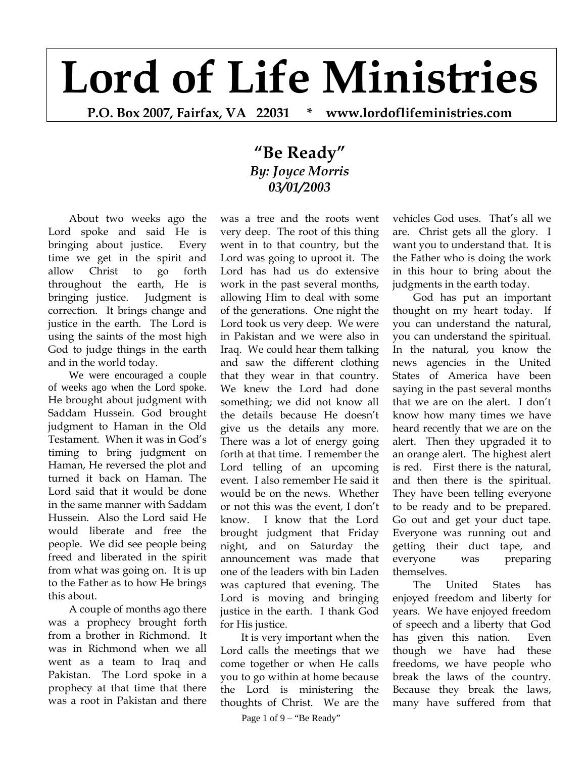# Lord of Life Ministries

**P.O. Box 2007, Fairfax, VA 22031 * www.lordoflifeministries.com**

## "Be Ready"

***By: Joyce Morris***
***03/01/2003***

About two weeks ago the Lord spoke and said He is bringing about justice. Every time we get in the spirit and allow Christ to go forth throughout the earth, He is bringing justice. Judgment is correction. It brings change and justice in the earth. The Lord is using the saints of the most high God to judge things in the earth and in the world today.

We were encouraged a couple of weeks ago when the Lord spoke. He brought about judgment with Saddam Hussein. God brought judgment to Haman in the Old Testament. When it was in God's timing to bring judgment on Haman, He reversed the plot and turned it back on Haman. The Lord said that it would be done in the same manner with Saddam Hussein. Also the Lord said He would liberate and free the people. We did see people being freed and liberated in the spirit from what was going on. It is up to the Father as to how He brings this about.

A couple of months ago there was a prophecy brought forth from a brother in Richmond. It was in Richmond when we all went as a team to Iraq and Pakistan. The Lord spoke in a prophecy at that time that there was a root in Pakistan and there was a tree and the roots went very deep. The root of this thing went in to that country, but the Lord was going to uproot it. The Lord has had us do extensive work in the past several months, allowing Him to deal with some of the generations. One night the Lord took us very deep. We were in Pakistan and we were also in Iraq. We could hear them talking and saw the different clothing that they wear in that country. We knew the Lord had done something; we did not know all the details because He doesn't give us the details any more. There was a lot of energy going forth at that time. I remember the Lord telling of an upcoming event. I also remember He said it would be on the news. Whether or not this was the event, I don't know. I know that the Lord brought judgment that Friday night, and on Saturday the announcement was made that one of the leaders with bin Laden was captured that evening. The Lord is moving and bringing justice in the earth. I thank God for His justice.

It is very important when the Lord calls the meetings that we come together or when He calls you to go within at home because the Lord is ministering the thoughts of Christ. We are the vehicles God uses. That's all we are. Christ gets all the glory. I want you to understand that. It is the Father who is doing the work in this hour to bring about the judgments in the earth today.

God has put an important thought on my heart today. If you can understand the natural, you can understand the spiritual. In the natural, you know the news agencies in the United States of America have been saying in the past several months that we are on the alert. I don't know how many times we have heard recently that we are on the alert. Then they upgraded it to an orange alert. The highest alert is red. First there is the natural, and then there is the spiritual. They have been telling everyone to be ready and to be prepared. Go out and get your duct tape. Everyone was running out and getting their duct tape, and everyone was preparing themselves.

The United States has enjoyed freedom and liberty for years. We have enjoyed freedom of speech and a liberty that God has given this nation. Even though we have had these freedoms, we have people who break the laws of the country. Because they break the laws, many have suffered from that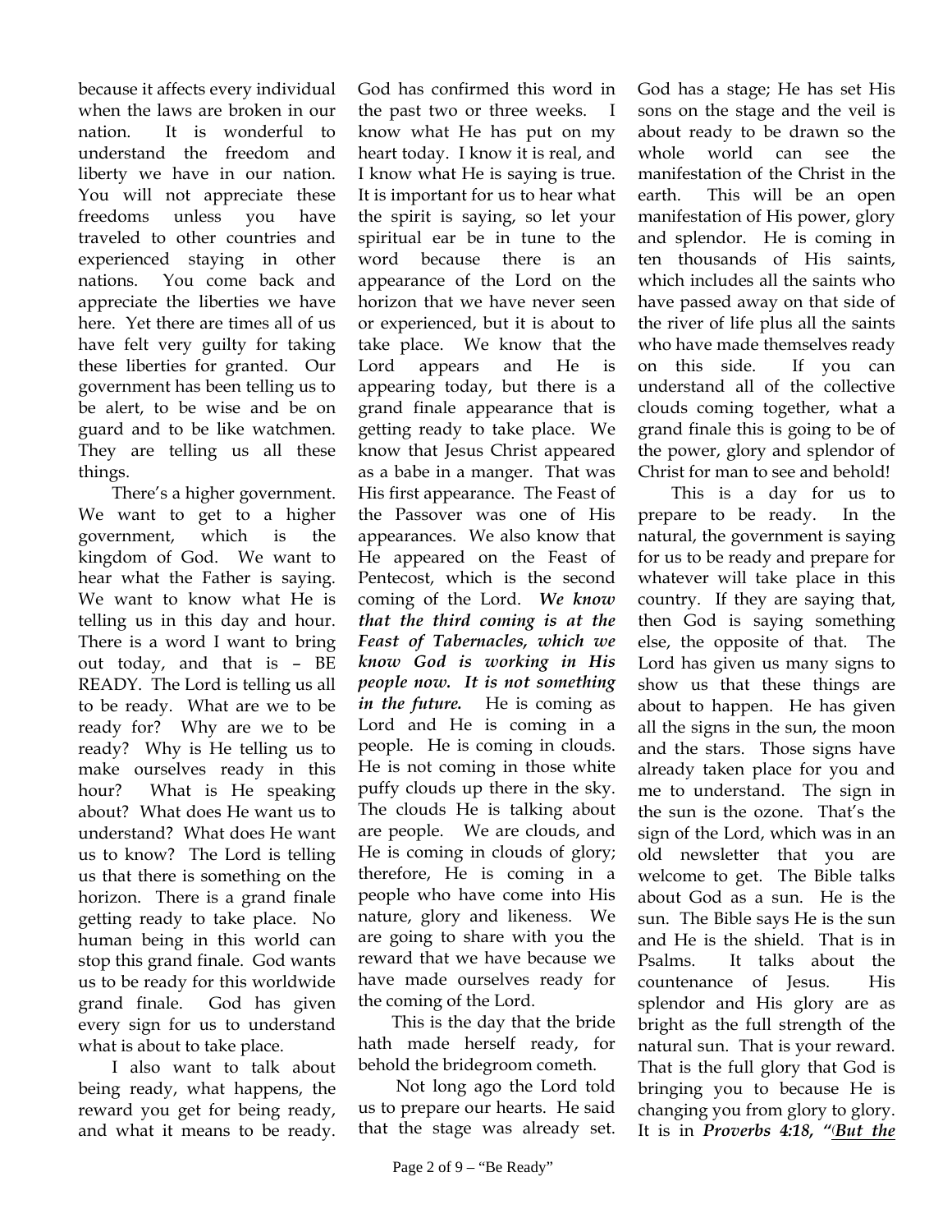because it affects every individual when the laws are broken in our nation. It is wonderful to understand the freedom and liberty we have in our nation. You will not appreciate these freedoms unless you have traveled to other countries and experienced staying in other nations. You come back and appreciate the liberties we have here. Yet there are times all of us have felt very guilty for taking these liberties for granted. Our government has been telling us to be alert, to be wise and be on guard and to be like watchmen. They are telling us all these things.

There's a higher government. We want to get to a higher government, which is the kingdom of God. We want to hear what the Father is saying. We want to know what He is telling us in this day and hour. There is a word I want to bring out today, and that is – BE READY. The Lord is telling us all to be ready. What are we to be ready for? Why are we to be ready? Why is He telling us to make ourselves ready in this hour? What is He speaking about? What does He want us to understand? What does He want us to know? The Lord is telling us that there is something on the horizon. There is a grand finale getting ready to take place. No human being in this world can stop this grand finale. God wants us to be ready for this worldwide grand finale. God has given every sign for us to understand what is about to take place.

I also want to talk about being ready, what happens, the reward you get for being ready, and what it means to be ready. God has confirmed this word in the past two or three weeks. I know what He has put on my heart today. I know it is real, and I know what He is saying is true. It is important for us to hear what the spirit is saying, so let your spiritual ear be in tune to the word because there is an appearance of the Lord on the horizon that we have never seen or experienced, but it is about to take place. We know that the Lord appears and He is appearing today, but there is a grand finale appearance that is getting ready to take place. We know that Jesus Christ appeared as a babe in a manger. That was His first appearance. The Feast of the Passover was one of His appearances. We also know that He appeared on the Feast of Pentecost, which is the second coming of the Lord. ***We know that the third coming is at the Feast of Tabernacles, which we know God is working in His people now. It is not something in the future.*** He is coming as Lord and He is coming in a people. He is coming in clouds. He is not coming in those white puffy clouds up there in the sky. The clouds He is talking about are people. We are clouds, and He is coming in clouds of glory; therefore, He is coming in a people who have come into His nature, glory and likeness. We are going to share with you the reward that we have because we have made ourselves ready for the coming of the Lord.

This is the day that the bride hath made herself ready, for behold the bridegroom cometh.

Not long ago the Lord told us to prepare our hearts. He said that the stage was already set. God has a stage; He has set His sons on the stage and the veil is about ready to be drawn so the whole world can see the manifestation of the Christ in the earth. This will be an open manifestation of His power, glory and splendor. He is coming in ten thousands of His saints, which includes all the saints who have passed away on that side of the river of life plus all the saints who have made themselves ready on this side. If you can understand all of the collective clouds coming together, what a grand finale this is going to be of the power, glory and splendor of Christ for man to see and behold!

This is a day for us to prepare to be ready. In the natural, the government is saying for us to be ready and prepare for whatever will take place in this country. If they are saying that, then God is saying something else, the opposite of that. The Lord has given us many signs to show us that these things are about to happen. He has given all the signs in the sun, the moon and the stars. Those signs have already taken place for you and me to understand. The sign in the sun is the ozone. That's the sign of the Lord, which was in an old newsletter that you are welcome to get. The Bible talks about God as a sun. He is the sun. The Bible says He is the sun and He is the shield. That is in Psalms. It talks about the countenance of Jesus. His splendor and His glory are as bright as the full strength of the natural sun. That is your reward. That is the full glory that God is bringing you to because He is changing you from glory to glory. It is in ***Proverbs 4:18, "(But the***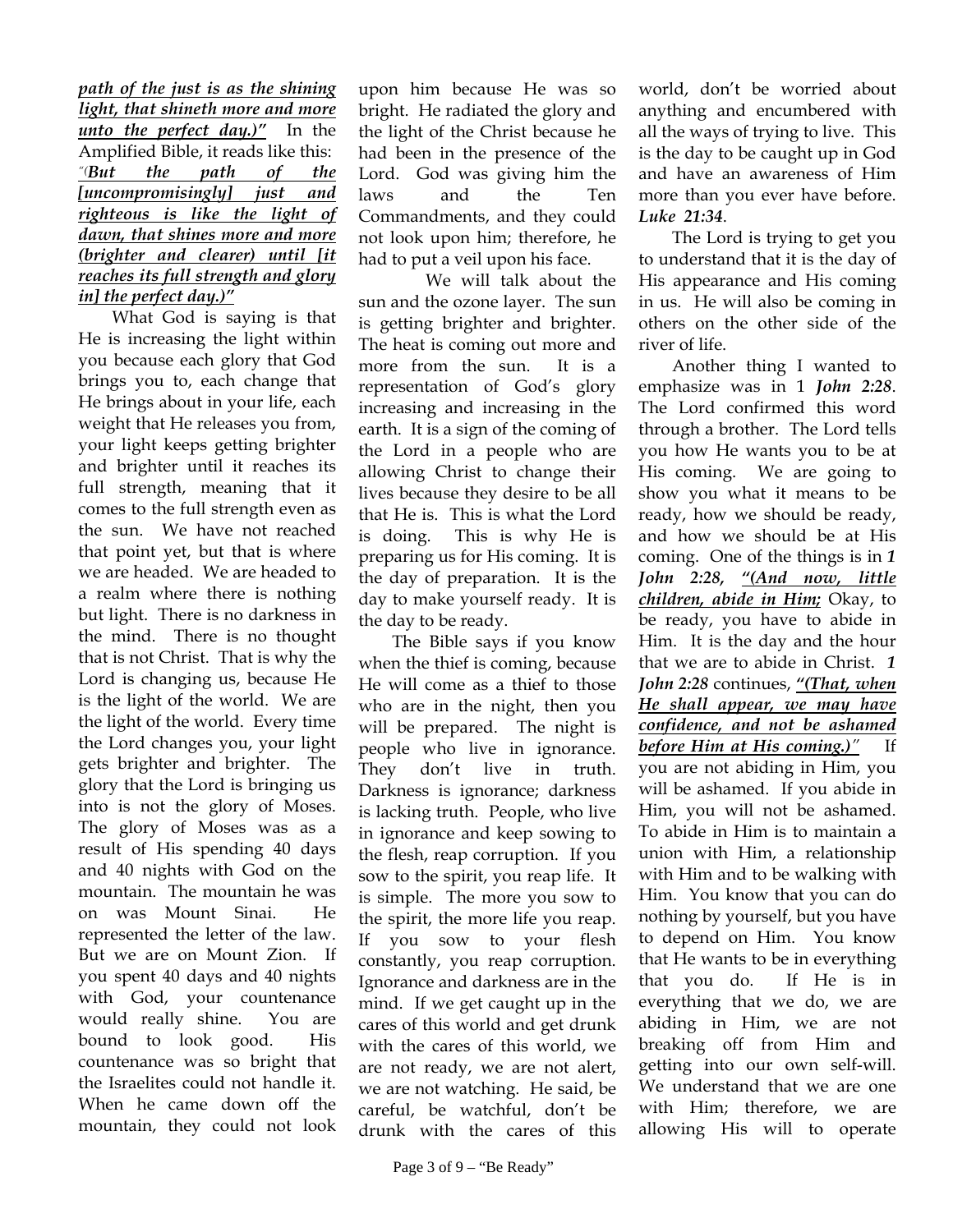***path of the just is as the shining light, that shineth more and more unto the perfect day.)"*** In the Amplified Bible, it reads like this: *"(**But the path of the [uncompromisingly] just and righteous is like the light of dawn, that shines more and more (brighter and clearer) until [it reaches its full strength and glory in] the perfect day.)"***

What God is saying is that He is increasing the light within you because each glory that God brings you to, each change that He brings about in your life, each weight that He releases you from, your light keeps getting brighter and brighter until it reaches its full strength, meaning that it comes to the full strength even as the sun. We have not reached that point yet, but that is where we are headed. We are headed to a realm where there is nothing but light. There is no darkness in the mind. There is no thought that is not Christ. That is why the Lord is changing us, because He is the light of the world. We are the light of the world. Every time the Lord changes you, your light gets brighter and brighter. The glory that the Lord is bringing us into is not the glory of Moses. The glory of Moses was as a result of His spending 40 days and 40 nights with God on the mountain. The mountain he was on was Mount Sinai. He represented the letter of the law. But we are on Mount Zion. If you spent 40 days and 40 nights with God, your countenance would really shine. You are bound to look good. His countenance was so bright that the Israelites could not handle it. When he came down off the mountain, they could not look upon him because He was so bright. He radiated the glory and the light of the Christ because he had been in the presence of the Lord. God was giving him the laws and the Ten Commandments, and they could not look upon him; therefore, he had to put a veil upon his face.

We will talk about the sun and the ozone layer. The sun is getting brighter and brighter. The heat is coming out more and more from the sun. It is a representation of God's glory increasing and increasing in the earth. It is a sign of the coming of the Lord in a people who are allowing Christ to change their lives because they desire to be all that He is. This is what the Lord is doing. This is why He is preparing us for His coming. It is the day of preparation. It is the day to make yourself ready. It is the day to be ready.

The Bible says if you know when the thief is coming, because He will come as a thief to those who are in the night, then you will be prepared. The night is people who live in ignorance. They don't live in truth. Darkness is ignorance; darkness is lacking truth. People, who live in ignorance and keep sowing to the flesh, reap corruption. If you sow to the spirit, you reap life. It is simple. The more you sow to the spirit, the more life you reap. If you sow to your flesh constantly, you reap corruption. Ignorance and darkness are in the mind. If we get caught up in the cares of this world and get drunk with the cares of this world, we are not ready, we are not alert, we are not watching. He said, be careful, be watchful, don't be drunk with the cares of this world, don't be worried about anything and encumbered with all the ways of trying to live. This is the day to be caught up in God and have an awareness of Him more than you ever have before. ***Luke 21:34***.

The Lord is trying to get you to understand that it is the day of His appearance and His coming in us. He will also be coming in others on the other side of the river of life.

Another thing I wanted to emphasize was in 1 ***John 2:28***. The Lord confirmed this word through a brother. The Lord tells you how He wants you to be at His coming. We are going to show you what it means to be ready, how we should be ready, and how we should be at His coming. One of the things is in ***1 John 2:28, "(And now, little children, abide in Him;*** Okay, to be ready, you have to abide in Him. It is the day and the hour that we are to abide in Christ. ***1 John 2:28*** continues, ***"(That, when He shall appear, we may have confidence, and not be ashamed before Him at His coming.)"*** If you are not abiding in Him, you will be ashamed. If you abide in Him, you will not be ashamed. To abide in Him is to maintain a union with Him, a relationship with Him and to be walking with Him. You know that you can do nothing by yourself, but you have to depend on Him. You know that He wants to be in everything that you do. If He is in everything that we do, we are abiding in Him, we are not breaking off from Him and getting into our own self-will. We understand that we are one with Him; therefore, we are allowing His will to operate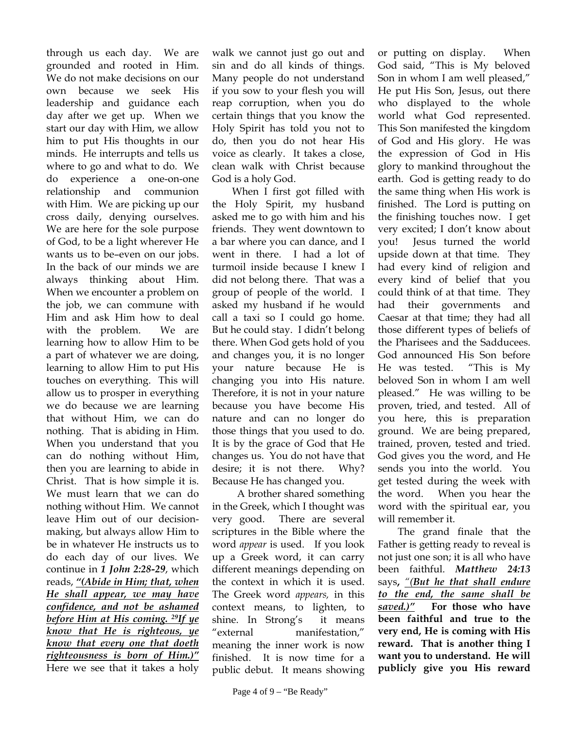through us each day. We are grounded and rooted in Him. We do not make decisions on our own because we seek His leadership and guidance each day after we get up. When we start our day with Him, we allow him to put His thoughts in our minds. He interrupts and tells us where to go and what to do. We do experience a one-on-one relationship and communion with Him. We are picking up our cross daily, denying ourselves. We are here for the sole purpose of God, to be a light wherever He wants us to be–even on our jobs. In the back of our minds we are always thinking about Him. When we encounter a problem on the job, we can commune with Him and ask Him how to deal with the problem. We are learning how to allow Him to be a part of whatever we are doing, learning to allow Him to put His touches on everything. This will allow us to prosper in everything we do because we are learning that without Him, we can do nothing. That is abiding in Him. When you understand that you can do nothing without Him, then you are learning to abide in Christ. That is how simple it is. We must learn that we can do nothing without Him. We cannot leave Him out of our decision-making, but always allow Him to be in whatever He instructs us to do each day of our lives. We continue in ***1 John 2:28-29***, which reads, ***"(Abide in Him; that, when He shall appear, we may have confidence, and not be ashamed before Him at His coming. 29If ye know that He is righteous, ye know that every one that doeth righteousness is born of Him.)"*** Here we see that it takes a holy walk we cannot just go out and sin and do all kinds of things. Many people do not understand if you sow to your flesh you will reap corruption, when you do certain things that you know the Holy Spirit has told you not to do, then you do not hear His voice as clearly. It takes a close, clean walk with Christ because God is a holy God.

When I first got filled with the Holy Spirit, my husband asked me to go with him and his friends. They went downtown to a bar where you can dance, and I went in there. I had a lot of turmoil inside because I knew I did not belong there. That was a group of people of the world. I asked my husband if he would call a taxi so I could go home. But he could stay. I didn't belong there. When God gets hold of you and changes you, it is no longer your nature because He is changing you into His nature. Therefore, it is not in your nature because you have become His nature and can no longer do those things that you used to do. It is by the grace of God that He changes us. You do not have that desire; it is not there. Why? Because He has changed you.

A brother shared something in the Greek, which I thought was very good. There are several scriptures in the Bible where the word *appear* is used. If you look up a Greek word, it can carry different meanings depending on the context in which it is used. The Greek word *appears,* in this context means, to lighten, to shine. In Strong's it means "external manifestation," meaning the inner work is now finished. It is now time for a public debut. It means showing or putting on display. When God said, "This is My beloved Son in whom I am well pleased," He put His Son, Jesus, out there who displayed to the whole world what God represented. This Son manifested the kingdom of God and His glory. He was the expression of God in His glory to mankind throughout the earth. God is getting ready to do the same thing when His work is finished. The Lord is putting on the finishing touches now. I get very excited; I don't know about you! Jesus turned the world upside down at that time. They had every kind of religion and every kind of belief that you could think of at that time. They had their governments and Caesar at that time; they had all those different types of beliefs of the Pharisees and the Sadducees. God announced His Son before He was tested. "This is My beloved Son in whom I am well pleased." He was willing to be proven, tried, and tested. All of you here, this is preparation ground. We are being prepared, trained, proven, tested and tried. God gives you the word, and He sends you into the world. You get tested during the week with the word. When you hear the word with the spiritual ear, you will remember it.

The grand finale that the Father is getting ready to reveal is not just one son; it is all who have been faithful. ***Matthew 24:13*** says**,** *"(But he that shall endure to the end, the same shall be saved.)"* **For those who have been faithful and true to the very end, He is coming with His reward. That is another thing I want you to understand. He will publicly give you His reward**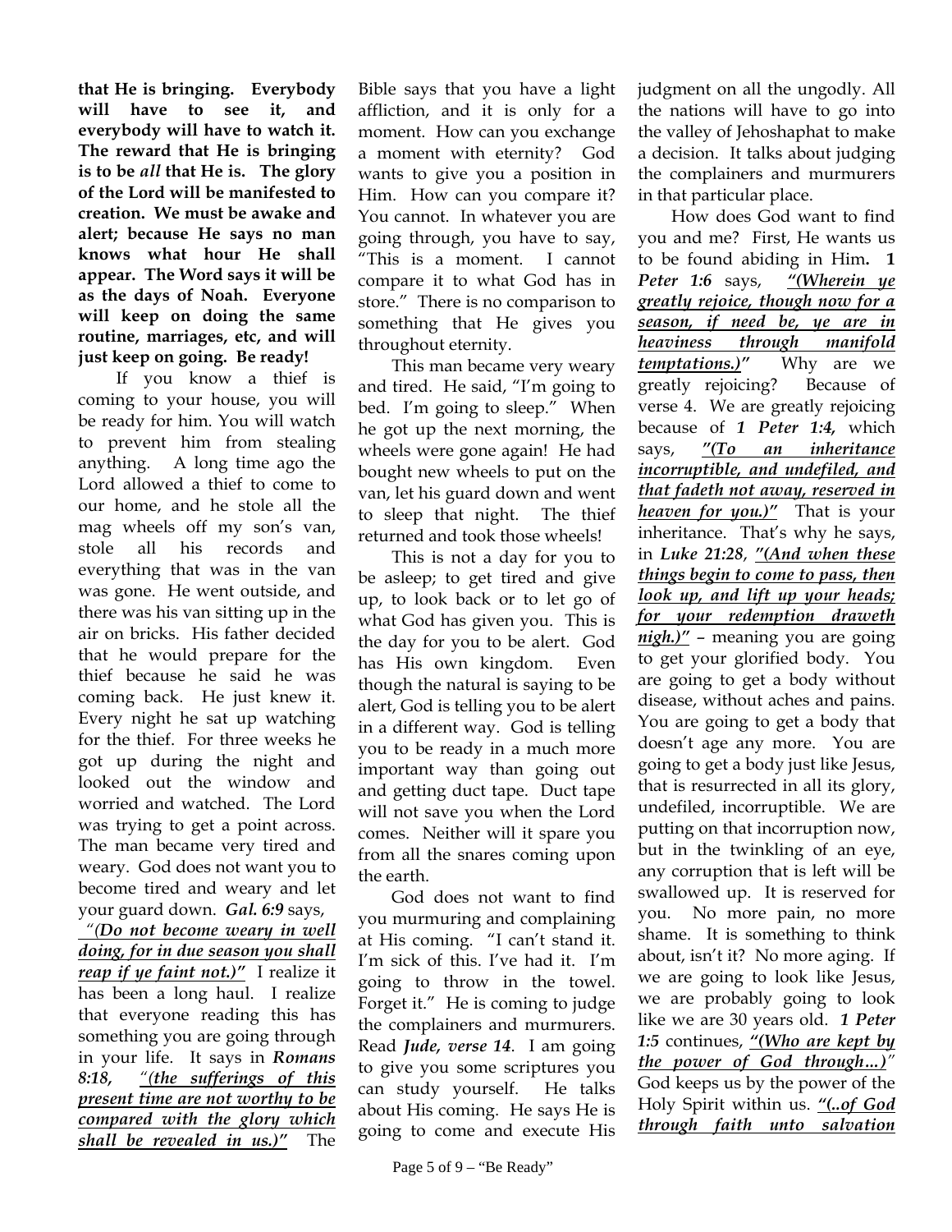**that He is bringing. Everybody will have to see it, and everybody will have to watch it. The reward that He is bringing is to be *all* that He is. The glory of the Lord will be manifested to creation. We must be awake and alert; because He says no man knows what hour He shall appear. The Word says it will be as the days of Noah. Everyone will keep on doing the same routine, marriages, etc, and will just keep on going. Be ready!**

If you know a thief is coming to your house, you will be ready for him. You will watch to prevent him from stealing anything. A long time ago the Lord allowed a thief to come to our home, and he stole all the mag wheels off my son's van, stole all his records and everything that was in the van was gone. He went outside, and there was his van sitting up in the air on bricks. His father decided that he would prepare for the thief because he said he was coming back. He just knew it. Every night he sat up watching for the thief. For three weeks he got up during the night and looked out the window and worried and watched. The Lord was trying to get a point across. The man became very tired and weary. God does not want you to become tired and weary and let your guard down. ***Gal. 6:9*** says, *"(**Do not become weary in well doing, for in due season you shall reap if ye faint not.)"*** I realize it has been a long haul. I realize that everyone reading this has something you are going through in your life. It says in ***Romans 8:18***, *"(**the sufferings of this present time are not worthy to be compared with the glory which shall be revealed in us.)"*** The Bible says that you have a light affliction, and it is only for a moment. How can you exchange a moment with eternity? God wants to give you a position in Him. How can you compare it? You cannot. In whatever you are going through, you have to say, "This is a moment. I cannot compare it to what God has in store." There is no comparison to something that He gives you throughout eternity.

This man became very weary and tired. He said, "I'm going to bed. I'm going to sleep." When he got up the next morning, the wheels were gone again! He had bought new wheels to put on the van, let his guard down and went to sleep that night. The thief returned and took those wheels!

This is not a day for you to be asleep; to get tired and give up, to look back or to let go of what God has given you. This is the day for you to be alert. God has His own kingdom. Even though the natural is saying to be alert, God is telling you to be alert in a different way. God is telling you to be ready in a much more important way than going out and getting duct tape. Duct tape will not save you when the Lord comes. Neither will it spare you from all the snares coming upon the earth.

God does not want to find you murmuring and complaining at His coming. "I can't stand it. I'm sick of this. I've had it. I'm going to throw in the towel. Forget it." He is coming to judge the complainers and murmurers. Read ***Jude, verse 14***. I am going to give you some scriptures you can study yourself. He talks about His coming. He says He is going to come and execute His judgment on all the ungodly. All the nations will have to go into the valley of Jehoshaphat to make a decision. It talks about judging the complainers and murmurers in that particular place.

How does God want to find you and me? First, He wants us to be found abiding in Him**.** ***1 Peter 1:6*** says, ***"(Wherein ye greatly rejoice, though now for a season, if need be, ye are in heaviness through manifold temptations.)"*** Why are we greatly rejoicing? Because of verse 4. We are greatly rejoicing because of ***1 Peter 1:4,*** which says, ***"(To an inheritance incorruptible, and undefiled, and that fadeth not away, reserved in heaven for you.)"*** That is your inheritance. That's why he says, in ***Luke 21:28***, ***"(And when these things begin to come to pass, then look up, and lift up your heads; for your redemption draweth nigh.)"*** – meaning you are going to get your glorified body. You are going to get a body without disease, without aches and pains. You are going to get a body that doesn't age any more. You are going to get a body just like Jesus, that is resurrected in all its glory, undefiled, incorruptible. We are putting on that incorruption now, but in the twinkling of an eye, any corruption that is left will be swallowed up. It is reserved for you. No more pain, no more shame. It is something to think about, isn't it? No more aging. If we are going to look like Jesus, we are probably going to look like we are 30 years old. ***1 Peter 1:5*** continues, ***"(Who are kept by the power of God through…)"*** God keeps us by the power of the Holy Spirit within us. ***"(..of God through faith unto salvation***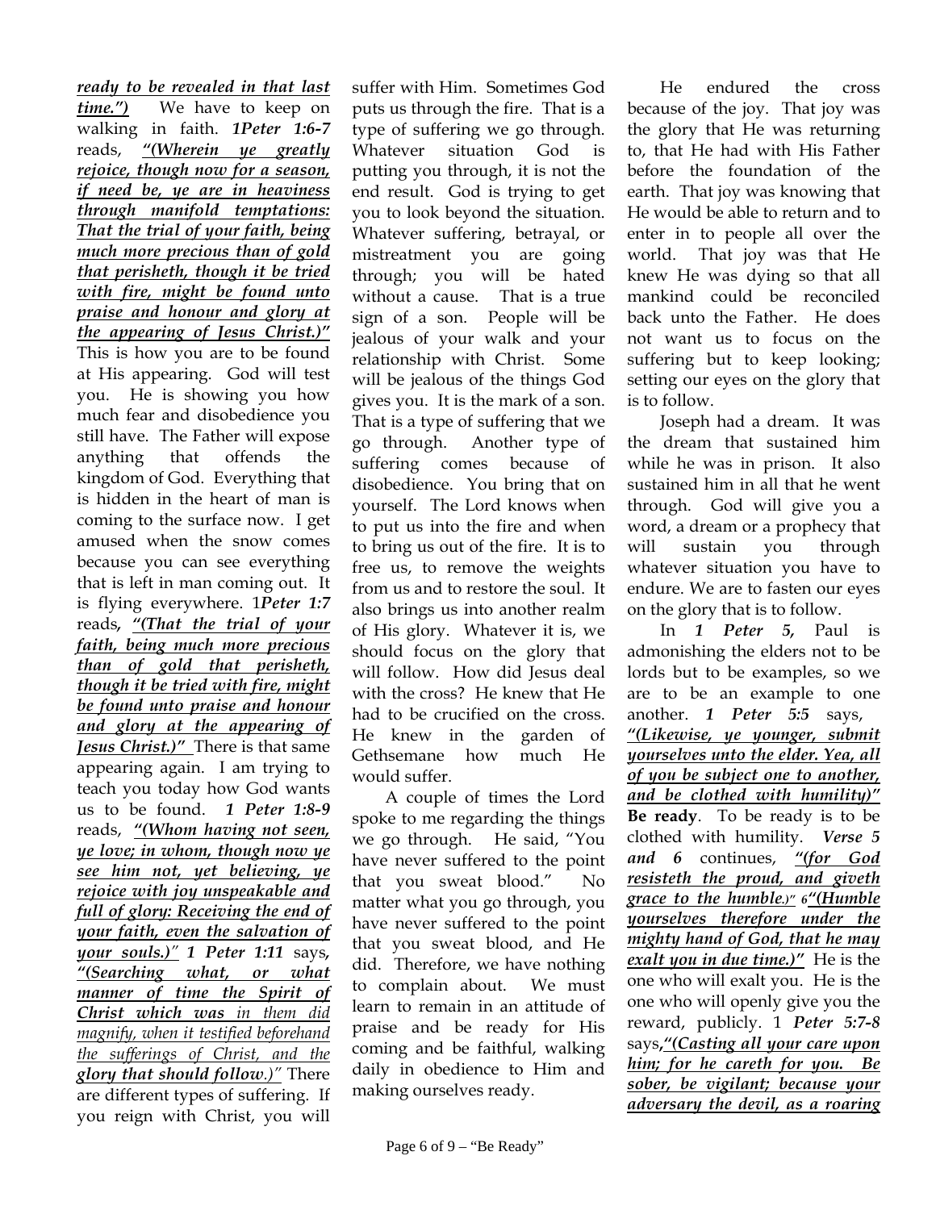***ready to be revealed in that last time.")*** We have to keep on walking in faith. ***1Peter 1:6-7*** reads, ***"(Wherein ye greatly rejoice, though now for a season, if need be, ye are in heaviness through manifold temptations: That the trial of your faith, being much more precious than of gold that perisheth, though it be tried with fire, might be found unto praise and honour and glory at the appearing of Jesus Christ.)"*** This is how you are to be found at His appearing. God will test you. He is showing you how much fear and disobedience you still have. The Father will expose anything that offends the kingdom of God. Everything that is hidden in the heart of man is coming to the surface now. I get amused when the snow comes because you can see everything that is left in man coming out. It is flying everywhere. 1***Peter 1:7*** reads, ***"(That the trial of your faith, being much more precious than of gold that perisheth, though it be tried with fire, might be found unto praise and honour and glory at the appearing of Jesus Christ.)"*** There is that same appearing again. I am trying to teach you today how God wants us to be found. ***1 Peter 1:8-9*** reads, ***"(Whom having not seen, ye love; in whom, though now ye see him not, yet believing, ye rejoice with joy unspeakable and full of glory: Receiving the end of your faith, even the salvation of your souls.)"*** ***1 Peter 1:11*** says, ***"(Searching what, or what manner of time the Spirit of Christ which was** in them did magnify, when it testified beforehand the sufferings of Christ, and the **glory that should follow.)"*** There are different types of suffering. If you reign with Christ, you will suffer with Him. Sometimes God puts us through the fire. That is a type of suffering we go through. Whatever situation God is putting you through, it is not the end result. God is trying to get you to look beyond the situation. Whatever suffering, betrayal, or mistreatment you are going through; you will be hated without a cause. That is a true sign of a son. People will be jealous of your walk and your relationship with Christ. Some will be jealous of the things God gives you. It is the mark of a son. That is a type of suffering that we go through. Another type of suffering comes because of disobedience. You bring that on yourself. The Lord knows when to put us into the fire and when to bring us out of the fire. It is to free us, to remove the weights from us and to restore the soul. It also brings us into another realm of His glory. Whatever it is, we should focus on the glory that will follow. How did Jesus deal with the cross? He knew that He had to be crucified on the cross. He knew in the garden of Gethsemane how much He would suffer.

A couple of times the Lord spoke to me regarding the things we go through. He said, "You have never suffered to the point that you sweat blood." No matter what you go through, you have never suffered to the point that you sweat blood, and He did. Therefore, we have nothing to complain about. We must learn to remain in an attitude of praise and be ready for His coming and be faithful, walking daily in obedience to Him and making ourselves ready.

He endured the cross because of the joy. That joy was the glory that He was returning to, that He had with His Father before the foundation of the earth. That joy was knowing that He would be able to return and to enter in to people all over the world. That joy was that He knew He was dying so that all mankind could be reconciled back unto the Father. He does not want us to focus on the suffering but to keep looking; setting our eyes on the glory that is to follow.

Joseph had a dream. It was the dream that sustained him while he was in prison. It also sustained him in all that he went through. God will give you a word, a dream or a prophecy that will sustain you through whatever situation you have to endure. We are to fasten our eyes on the glory that is to follow.

In ***1 Peter 5,*** Paul is admonishing the elders not to be lords but to be examples, so we are to be an example to one another. ***1 Peter 5:5*** says, ***"(Likewise, ye younger, submit yourselves unto the elder. Yea, all of you be subject one to another, and be clothed with humility)"*** **Be ready**. To be ready is to be clothed with humility. ***Verse 5 and 6*** continues, ***"(for God resisteth the proud, and giveth grace to the humble.)" 6"(Humble yourselves therefore under the mighty hand of God, that he may exalt you in due time.)"*** He is the one who will exalt you. He is the one who will openly give you the reward, publicly. 1 ***Peter 5:7-8*** says***,"(Casting all your care upon him; for he careth for you. Be sober, be vigilant; because your adversary the devil, as a roaring***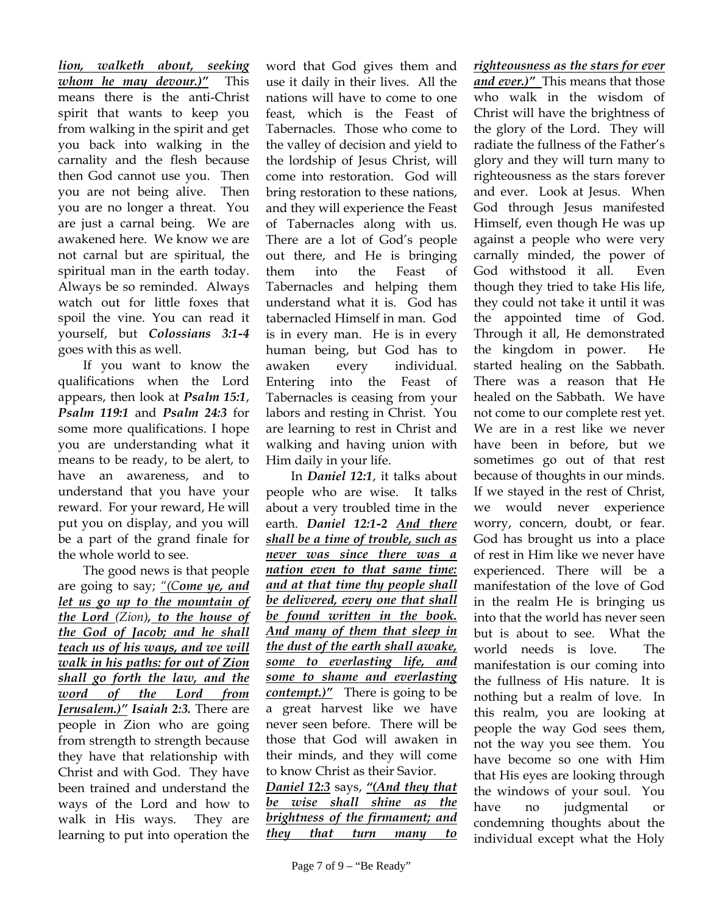***lion, walketh about, seeking whom he may devour.)"*** This means there is the anti-Christ spirit that wants to keep you from walking in the spirit and get you back into walking in the carnality and the flesh because then God cannot use you. Then you are not being alive. Then you are no longer a threat. You are just a carnal being. We are awakened here. We know we are not carnal but are spiritual, the spiritual man in the earth today. Always be so reminded. Always watch out for little foxes that spoil the vine. You can read it yourself, but ***Colossians 3:1-4*** goes with this as well.

If you want to know the qualifications when the Lord appears, then look at ***Psalm 15:1***, ***Psalm 119:1*** and ***Psalm 24:3*** for some more qualifications. I hope you are understanding what it means to be ready, to be alert, to have an awareness, and to understand that you have your reward. For your reward, He will put you on display, and you will be a part of the grand finale for the whole world to see.

The good news is that people are going to say; *"(**Come ye, and let us go up to the mountain of the Lord** (Zion)**, to the house of the God of Jacob; and he shall teach us of his ways, and we will walk in his paths: for out of Zion shall go forth the law, and the word of the Lord from Jerusalem.)" Isaiah 2:3.*** There are people in Zion who are going from strength to strength because they have that relationship with Christ and with God. They have been trained and understand the ways of the Lord and how to walk in His ways. They are learning to put into operation the word that God gives them and use it daily in their lives. All the nations will have to come to one feast, which is the Feast of Tabernacles. Those who come to the valley of decision and yield to the lordship of Jesus Christ, will come into restoration. God will bring restoration to these nations, and they will experience the Feast of Tabernacles along with us. There are a lot of God's people out there, and He is bringing them into the Feast of Tabernacles and helping them understand what it is. God has tabernacled Himself in man. God is in every man. He is in every human being, but God has to awaken every individual. Entering into the Feast of Tabernacles is ceasing from your labors and resting in Christ. You are learning to rest in Christ and walking and having union with Him daily in your life.

In ***Daniel 12:1***, it talks about people who are wise. It talks about a very troubled time in the earth. ***Daniel 12:1-2 And there shall be a time of trouble, such as never was since there was a nation even to that same time: and at that time thy people shall be delivered, every one that shall be found written in the book. And many of them that sleep in the dust of the earth shall awake, some to everlasting life, and some to shame and everlasting contempt.)"*** There is going to be a great harvest like we have never seen before. There will be those that God will awaken in their minds, and they will come to know Christ as their Savior. ***Daniel 12:3*** says, ***"(And they that be wise shall shine as the brightness of the firmament; and they that turn many to righteousness as the stars for ever and ever.)"*** This means that those who walk in the wisdom of Christ will have the brightness of the glory of the Lord. They will radiate the fullness of the Father's glory and they will turn many to righteousness as the stars forever and ever. Look at Jesus. When God through Jesus manifested Himself, even though He was up against a people who were very carnally minded, the power of God withstood it all. Even though they tried to take His life, they could not take it until it was the appointed time of God. Through it all, He demonstrated the kingdom in power. He started healing on the Sabbath. There was a reason that He healed on the Sabbath. We have not come to our complete rest yet. We are in a rest like we never have been in before, but we sometimes go out of that rest because of thoughts in our minds. If we stayed in the rest of Christ, we would never experience worry, concern, doubt, or fear. God has brought us into a place of rest in Him like we never have experienced. There will be a manifestation of the love of God in the realm He is bringing us into that the world has never seen but is about to see. What the world needs is love. The manifestation is our coming into the fullness of His nature. It is nothing but a realm of love. In this realm, you are looking at people the way God sees them, not the way you see them. You have become so one with Him that His eyes are looking through the windows of your soul. You have no judgmental or condemning thoughts about the individual except what the Holy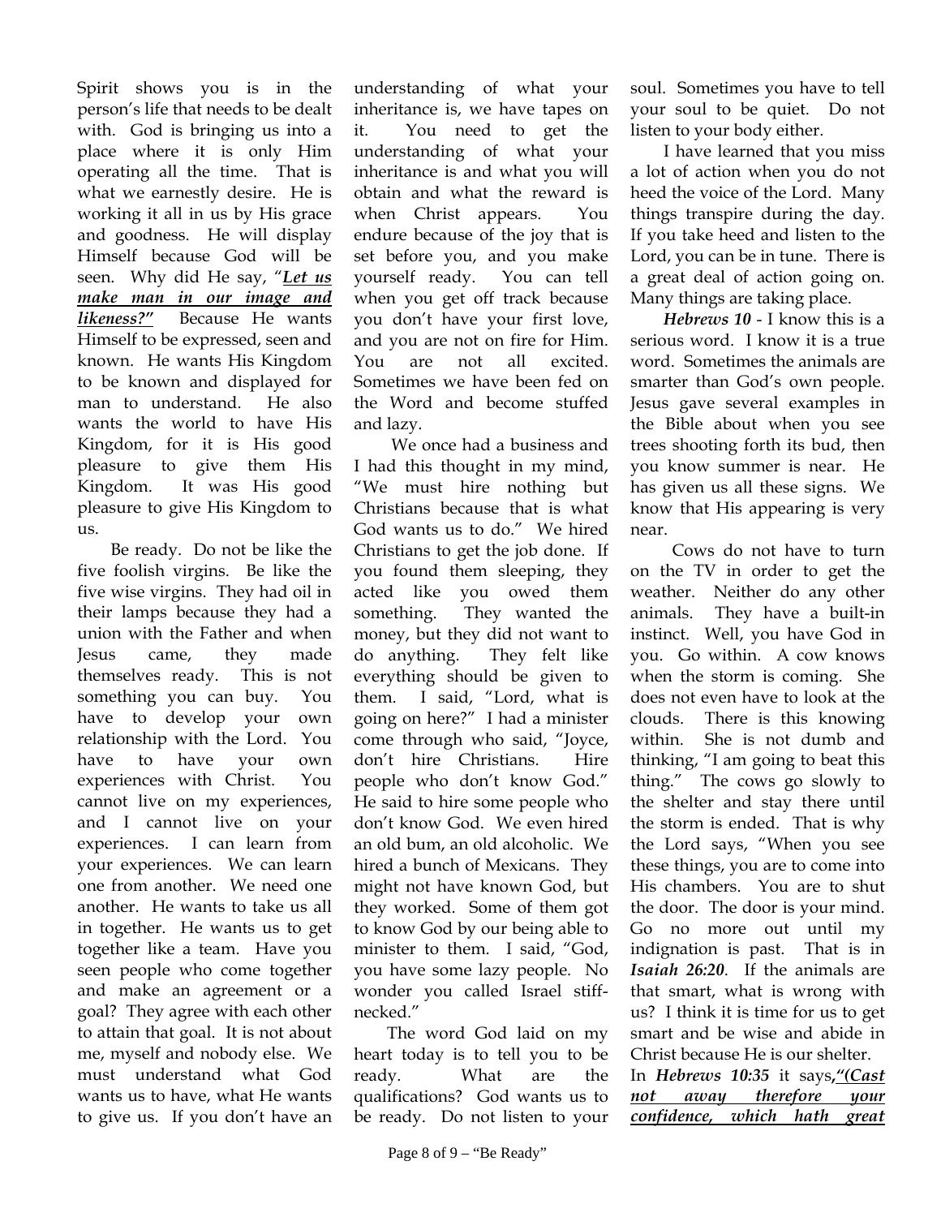Spirit shows you is in the person's life that needs to be dealt with. God is bringing us into a place where it is only Him operating all the time. That is what we earnestly desire. He is working it all in us by His grace and goodness. He will display Himself because God will be seen. Why did He say, "***Let us make man in our image and likeness?***" Because He wants Himself to be expressed, seen and known. He wants His Kingdom to be known and displayed for man to understand. He also wants the world to have His Kingdom, for it is His good pleasure to give them His Kingdom. It was His good pleasure to give His Kingdom to us.

Be ready. Do not be like the five foolish virgins. Be like the five wise virgins. They had oil in their lamps because they had a union with the Father and when Jesus came, they made themselves ready. This is not something you can buy. You have to develop your own relationship with the Lord. You have to have your own experiences with Christ. You cannot live on my experiences, and I cannot live on your experiences. I can learn from your experiences. We can learn one from another. We need one another. He wants to take us all in together. He wants us to get together like a team. Have you seen people who come together and make an agreement or a goal? They agree with each other to attain that goal. It is not about me, myself and nobody else. We must understand what God wants us to have, what He wants to give us. If you don't have an understanding of what your inheritance is, we have tapes on it. You need to get the understanding of what your inheritance is and what you will obtain and what the reward is when Christ appears. You endure because of the joy that is set before you, and you make yourself ready. You can tell when you get off track because you don't have your first love, and you are not on fire for Him. You are not all excited. Sometimes we have been fed on the Word and become stuffed and lazy.

We once had a business and I had this thought in my mind, "We must hire nothing but Christians because that is what God wants us to do." We hired Christians to get the job done. If you found them sleeping, they acted like you owed them something. They wanted the money, but they did not want to do anything. They felt like everything should be given to them. I said, "Lord, what is going on here?" I had a minister come through who said, "Joyce, don't hire Christians. Hire people who don't know God." He said to hire some people who don't know God. We even hired an old bum, an old alcoholic. We hired a bunch of Mexicans. They might not have known God, but they worked. Some of them got to know God by our being able to minister to them. I said, "God, you have some lazy people. No wonder you called Israel stiff-necked."

The word God laid on my heart today is to tell you to be ready. What are the qualifications? God wants us to be ready. Do not listen to your soul. Sometimes you have to tell your soul to be quiet. Do not listen to your body either.

I have learned that you miss a lot of action when you do not heed the voice of the Lord. Many things transpire during the day. If you take heed and listen to the Lord, you can be in tune. There is a great deal of action going on. Many things are taking place.

***Hebrews 10*** - I know this is a serious word. I know it is a true word. Sometimes the animals are smarter than God's own people. Jesus gave several examples in the Bible about when you see trees shooting forth its bud, then you know summer is near. He has given us all these signs. We know that His appearing is very near.

Cows do not have to turn on the TV in order to get the weather. Neither do any other animals. They have a built-in instinct. Well, you have God in you. Go within. A cow knows when the storm is coming. She does not even have to look at the clouds. There is this knowing within. She is not dumb and thinking, "I am going to beat this thing." The cows go slowly to the shelter and stay there until the storm is ended. That is why the Lord says, "When you see these things, you are to come into His chambers. You are to shut the door. The door is your mind. Go no more out until my indignation is past. That is in ***Isaiah 26:20***. If the animals are that smart, what is wrong with us? I think it is time for us to get smart and be wise and abide in Christ because He is our shelter.

In ***Hebrews 10:35*** it says***,"(Cast not away therefore your confidence, which hath great***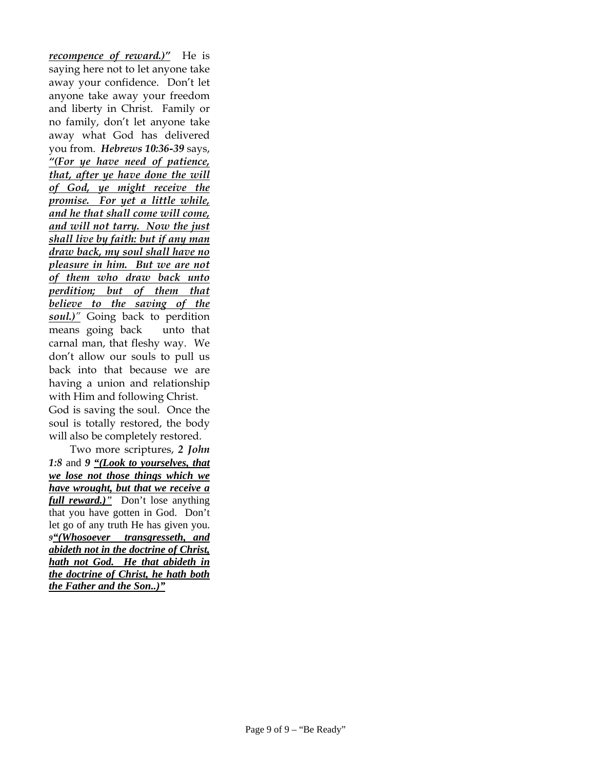***recompence of reward.)"*** He is saying here not to let anyone take away your confidence. Don't let anyone take away your freedom and liberty in Christ. Family or no family, don't let anyone take away what God has delivered you from. ***Hebrews 10:36-39*** says, ***"(For ye have need of patience, that, after ye have done the will of God, ye might receive the promise. For yet a little while, and he that shall come will come, and will not tarry. Now the just shall live by faith: but if any man draw back, my soul shall have no pleasure in him. But we are not of them who draw back unto perdition; but of them that believe to the saving of the soul.)"*** Going back to perdition means going back unto that carnal man, that fleshy way. We don't allow our souls to pull us back into that because we are having a union and relationship with Him and following Christ.

God is saving the soul. Once the soul is totally restored, the body will also be completely restored.

Two more scriptures, ***2 John 1:8*** and ***9*** ***"(Look to yourselves, that we lose not those things which we have wrought, but that we receive a full reward.)"*** Don't lose anything that you have gotten in God. Don't let go of any truth He has given you. ***9"(Whosoever transgresseth, and abideth not in the doctrine of Christ, hath not God. He that abideth in the doctrine of Christ, he hath both the Father and the Son..)"***